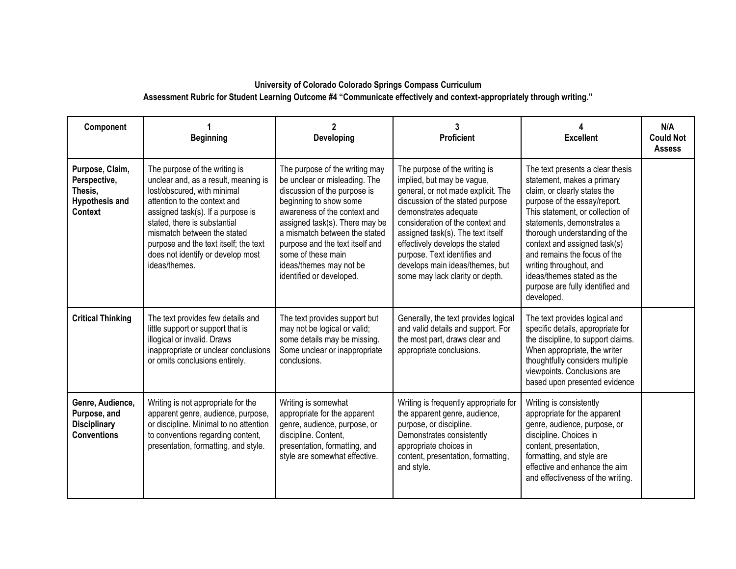**University of Colorado Colorado Springs Compass Curriculum**

**Assessment Rubric for Student Learning Outcome #4 "Communicate effectively and context-appropriately through writing."**

| Component | 1 Beginning | 2 Developing | 3 Proficient | 4 Excellent | N/A Could Not Assess |
|---|---|---|---|---|---|
| **Purpose, Claim, Perspective, Thesis, Hypothesis and Context** | The purpose of the writing is unclear and, as a result, meaning is lost/obscured, with minimal attention to the context and assigned task(s). If a purpose is stated, there is substantial mismatch between the stated purpose and the text itself; the text does not identify or develop most ideas/themes. | The purpose of the writing may be unclear or misleading. The discussion of the purpose is beginning to show some awareness of the context and assigned task(s). There may be a mismatch between the stated purpose and the text itself and some of these main ideas/themes may not be identified or developed. | The purpose of the writing is implied, but may be vague, general, or not made explicit. The discussion of the stated purpose demonstrates adequate consideration of the context and assigned task(s). The text itself effectively develops the stated purpose. Text identifies and develops main ideas/themes, but some may lack clarity or depth. | The text presents a clear thesis statement, makes a primary claim, or clearly states the purpose of the essay/report. This statement, or collection of statements, demonstrates a thorough understanding of the context and assigned task(s) and remains the focus of the writing throughout, and ideas/themes stated as the purpose are fully identified and developed. | |
| **Critical Thinking** | The text provides few details and little support or support that is illogical or invalid. Draws inappropriate or unclear conclusions or omits conclusions entirely. | The text provides support but may not be logical or valid; some details may be missing. Some unclear or inappropriate conclusions. | Generally, the text provides logical and valid details and support. For the most part, draws clear and appropriate conclusions. | The text provides logical and specific details, appropriate for the discipline, to support claims. When appropriate, the writer thoughtfully considers multiple viewpoints. Conclusions are based upon presented evidence | |
| **Genre, Audience, Purpose, and Disciplinary Conventions** | Writing is not appropriate for the apparent genre, audience, purpose, or discipline. Minimal to no attention to conventions regarding content, presentation, formatting, and style. | Writing is somewhat appropriate for the apparent genre, audience, purpose, or discipline. Content, presentation, formatting, and style are somewhat effective. | Writing is frequently appropriate for the apparent genre, audience, purpose, or discipline. Demonstrates consistently appropriate choices in content, presentation, formatting, and style. | Writing is consistently appropriate for the apparent genre, audience, purpose, or discipline. Choices in content, presentation, formatting, and style are effective and enhance the aim and effectiveness of the writing. | |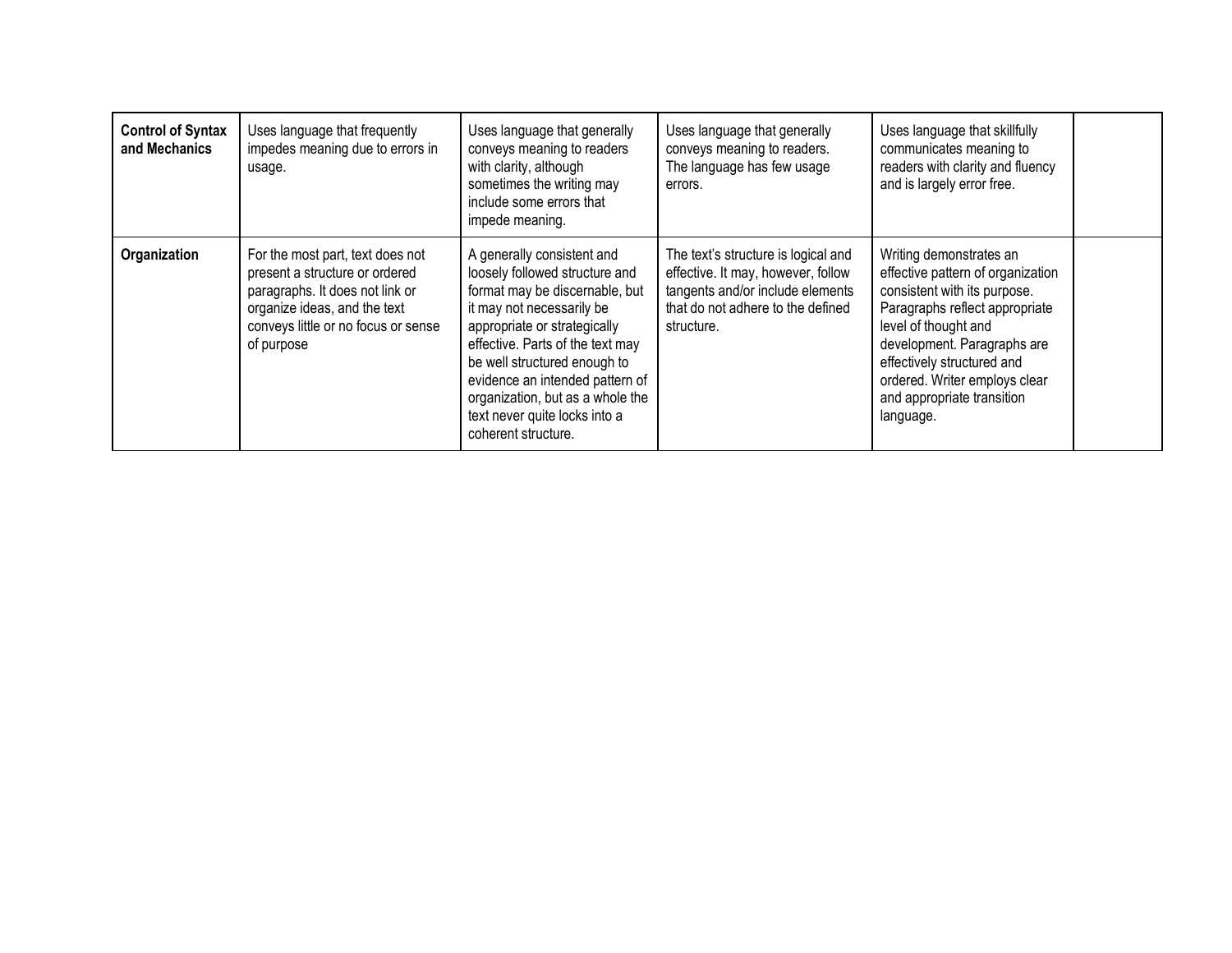| **Control of Syntax and Mechanics** | Uses language that frequently impedes meaning due to errors in usage. | Uses language that generally conveys meaning to readers with clarity, although sometimes the writing may include some errors that impede meaning. | Uses language that generally conveys meaning to readers. The language has few usage errors. | Uses language that skillfully communicates meaning to readers with clarity and fluency and is largely error free. | |
|---|---|---|---|---|---|
| **Organization** | For the most part, text does not present a structure or ordered paragraphs. It does not link or organize ideas, and the text conveys little or no focus or sense of purpose | A generally consistent and loosely followed structure and format may be discernable, but it may not necessarily be appropriate or strategically effective. Parts of the text may be well structured enough to evidence an intended pattern of organization, but as a whole the text never quite locks into a coherent structure. | The text's structure is logical and effective. It may, however, follow tangents and/or include elements that do not adhere to the defined structure. | Writing demonstrates an effective pattern of organization consistent with its purpose. Paragraphs reflect appropriate level of thought and development. Paragraphs are effectively structured and ordered. Writer employs clear and appropriate transition language. | |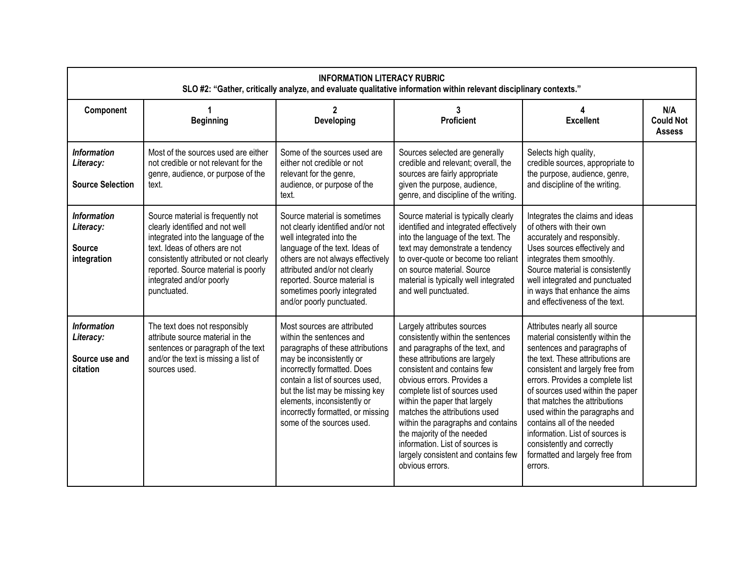| INFORMATION LITERACY RUBRIC<br>SLO #2: "Gather, critically analyze, and evaluate qualitative information within relevant disciplinary contexts." | | | | | |
|---|---|---|---|---|---|
| **Component** | **1**<br>**Beginning** | **2**<br>**Developing** | **3**<br>**Proficient** | **4**<br>**Excellent** | **N/A**<br>**Could Not Assess** |
| ***Information Literacy:***<br><br>**Source Selection** | Most of the sources used are either not credible or not relevant for the genre, audience, or purpose of the text. | Some of the sources used are either not credible or not relevant for the genre, audience, or purpose of the text. | Sources selected are generally credible and relevant; overall, the sources are fairly appropriate given the purpose, audience, genre, and discipline of the writing. | Selects high quality, credible sources, appropriate to the purpose, audience, genre, and discipline of the writing. | |
| ***Information Literacy:***<br><br>**Source integration** | Source material is frequently not clearly identified and not well integrated into the language of the text. Ideas of others are not consistently attributed or not clearly reported. Source material is poorly integrated and/or poorly punctuated. | Source material is sometimes not clearly identified and/or not well integrated into the language of the text. Ideas of others are not always effectively attributed and/or not clearly reported. Source material is sometimes poorly integrated and/or poorly punctuated. | Source material is typically clearly identified and integrated effectively into the language of the text. The text may demonstrate a tendency to over-quote or become too reliant on source material. Source material is typically well integrated and well punctuated. | Integrates the claims and ideas of others with their own accurately and responsibly. Uses sources effectively and integrates them smoothly. Source material is consistently well integrated and punctuated in ways that enhance the aims and effectiveness of the text. | |
| ***Information Literacy:***<br><br>**Source use and citation** | The text does not responsibly attribute source material in the sentences or paragraph of the text and/or the text is missing a list of sources used. | Most sources are attributed within the sentences and paragraphs of these attributions may be inconsistently or incorrectly formatted. Does contain a list of sources used, but the list may be missing key elements, inconsistently or incorrectly formatted, or missing some of the sources used. | Largely attributes sources consistently within the sentences and paragraphs of the text, and these attributions are largely consistent and contains few obvious errors. Provides a complete list of sources used within the paper that largely matches the attributions used within the paragraphs and contains the majority of the needed information. List of sources is largely consistent and contains few obvious errors. | Attributes nearly all source material consistently within the sentences and paragraphs of the text. These attributions are consistent and largely free from errors. Provides a complete list of sources used within the paper that matches the attributions used within the paragraphs and contains all of the needed information. List of sources is consistently and correctly formatted and largely free from errors. | |